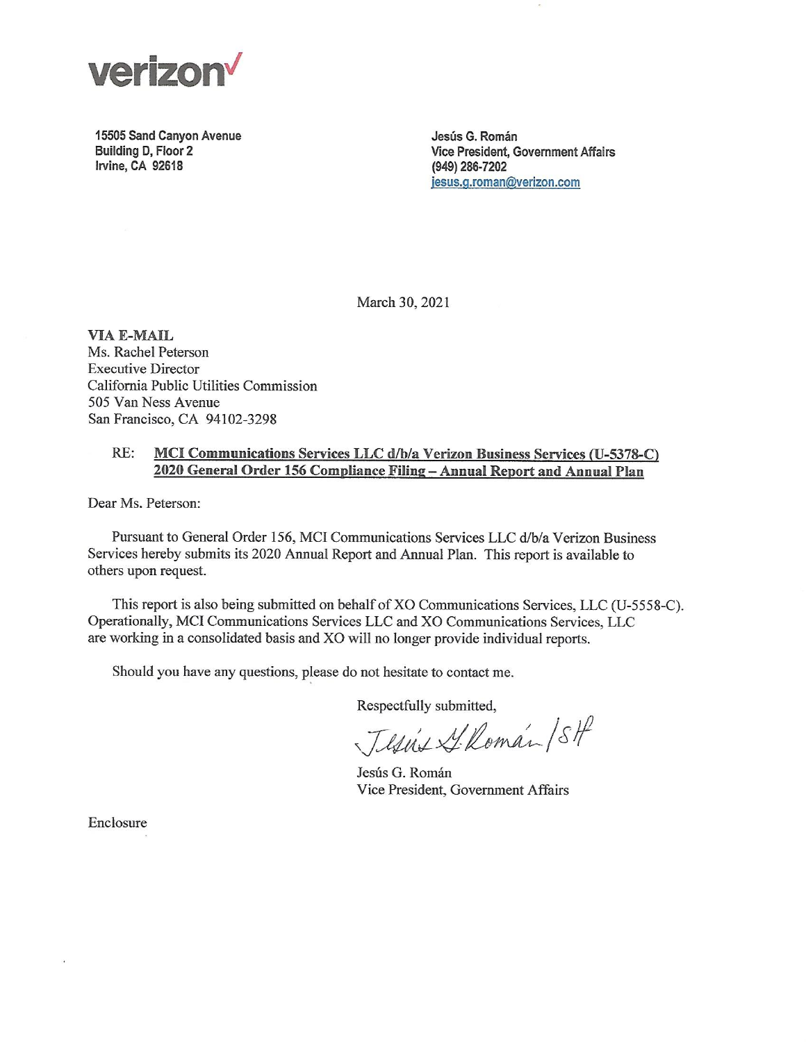verizon✓

15505 Sand Canyon Avenue
Building D, Floor 2
Irvine, CA 92618

Jesús G. Román
Vice President, Government Affairs
(949) 286-7202
jesus.g.roman@verizon.com

March 30, 2021

**VIA E-MAIL**
Ms. Rachel Peterson
Executive Director
California Public Utilities Commission
505 Van Ness Avenue
San Francisco, CA 94102-3298

RE: **MCI Communications Services LLC d/b/a Verizon Business Services (U-5378-C) 2020 General Order 156 Compliance Filing – Annual Report and Annual Plan**

Dear Ms. Peterson:

Pursuant to General Order 156, MCI Communications Services LLC d/b/a Verizon Business Services hereby submits its 2020 Annual Report and Annual Plan. This report is available to others upon request.

This report is also being submitted on behalf of XO Communications Services, LLC (U-5558-C). Operationally, MCI Communications Services LLC and XO Communications Services, LLC are working in a consolidated basis and XO will no longer provide individual reports.

Should you have any questions, please do not hesitate to contact me.

Respectfully submitted,

Jesús G. Román /SH

Jesús G. Román
Vice President, Government Affairs

Enclosure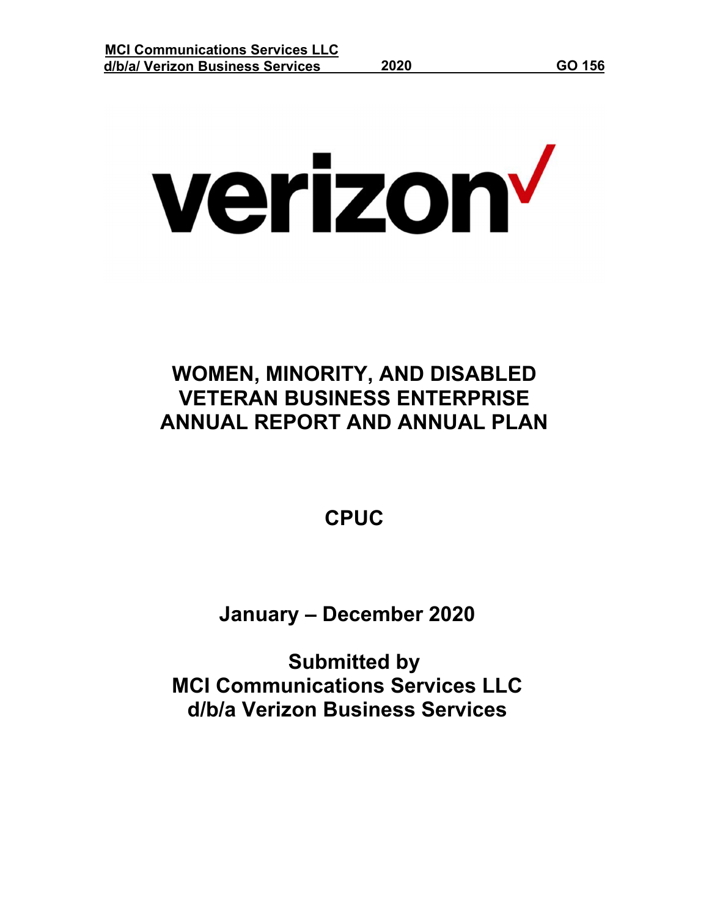verizon

# WOMEN, MINORITY, AND DISABLED VETERAN BUSINESS ENTERPRISE ANNUAL REPORT AND ANNUAL PLAN

## CPUC

## January – December 2020

## Submitted by
## MCI Communications Services LLC
## d/b/a Verizon Business Services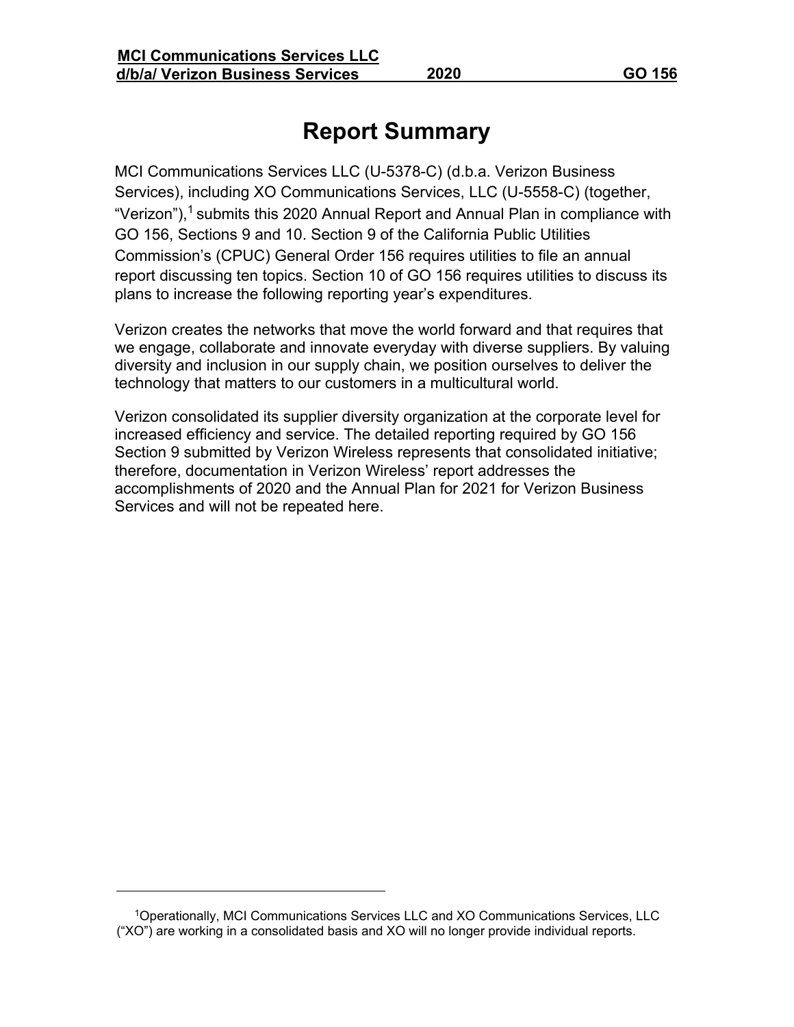# Report Summary

MCI Communications Services LLC (U-5378-C) (d.b.a. Verizon Business Services), including XO Communications Services, LLC (U-5558-C) (together, "Verizon"),[1] submits this 2020 Annual Report and Annual Plan in compliance with GO 156, Sections 9 and 10. Section 9 of the California Public Utilities Commission's (CPUC) General Order 156 requires utilities to file an annual report discussing ten topics. Section 10 of GO 156 requires utilities to discuss its plans to increase the following reporting year's expenditures.

Verizon creates the networks that move the world forward and that requires that we engage, collaborate and innovate everyday with diverse suppliers. By valuing diversity and inclusion in our supply chain, we position ourselves to deliver the technology that matters to our customers in a multicultural world.

Verizon consolidated its supplier diversity organization at the corporate level for increased efficiency and service. The detailed reporting required by GO 156 Section 9 submitted by Verizon Wireless represents that consolidated initiative; therefore, documentation in Verizon Wireless' report addresses the accomplishments of 2020 and the Annual Plan for 2021 for Verizon Business Services and will not be repeated here.

---

[1] Operationally, MCI Communications Services LLC and XO Communications Services, LLC ("XO") are working in a consolidated basis and XO will no longer provide individual reports.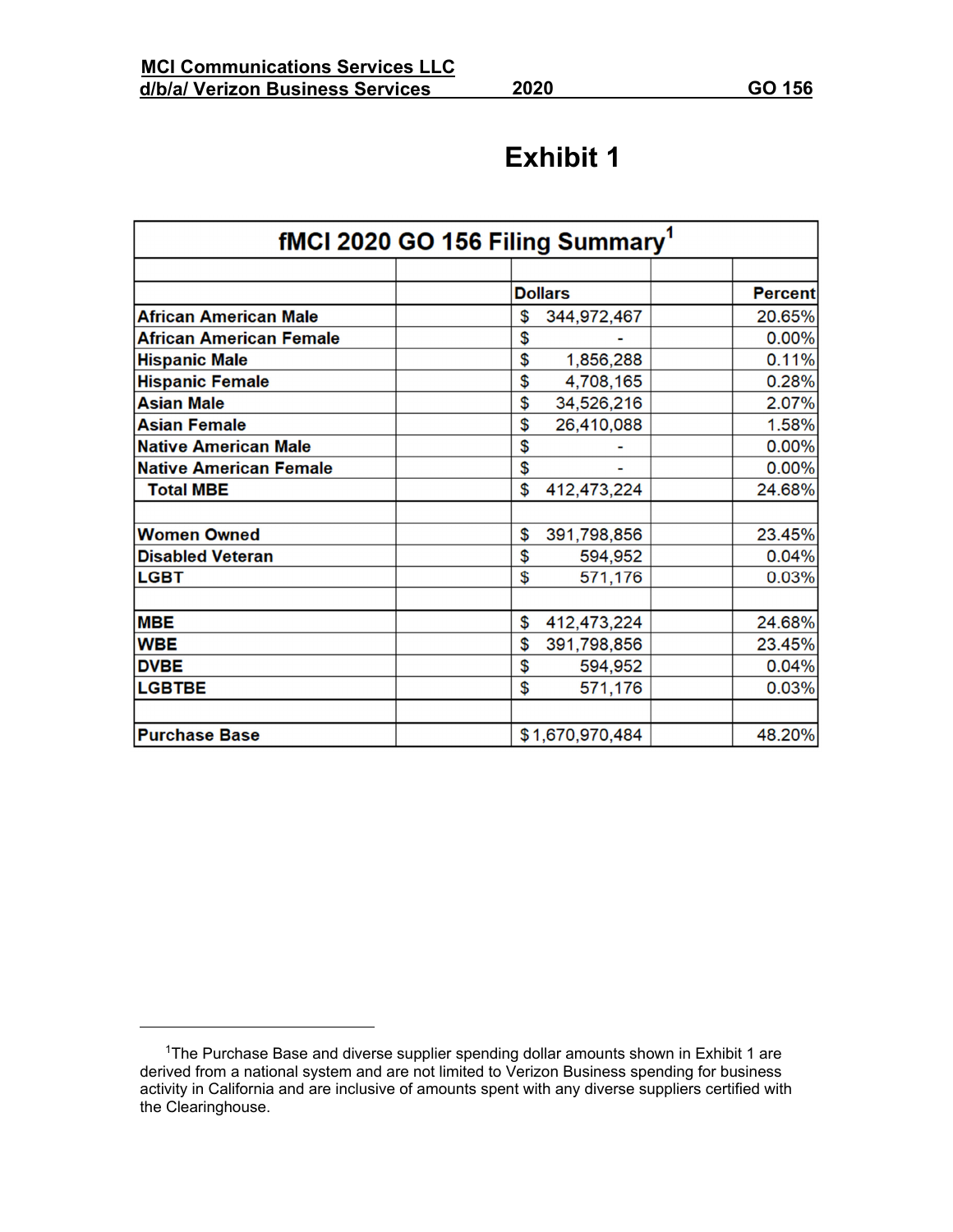# Exhibit 1

| fMCI 2020 GO 156 Filing Summary[1] | | | | |
|---|---|---|---|---|
| | | | | |
| | | Dollars | | Percent |
| African American Male | | $ 344,972,467 | | 20.65% |
| African American Female | | $ - | | 0.00% |
| Hispanic Male | | $ 1,856,288 | | 0.11% |
| Hispanic Female | | $ 4,708,165 | | 0.28% |
| Asian Male | | $ 34,526,216 | | 2.07% |
| Asian Female | | $ 26,410,088 | | 1.58% |
| Native American Male | | $ - | | 0.00% |
| Native American Female | | $ - | | 0.00% |
| Total MBE | | $ 412,473,224 | | 24.68% |
| | | | | |
| Women Owned | | $ 391,798,856 | | 23.45% |
| Disabled Veteran | | $ 594,952 | | 0.04% |
| LGBT | | $ 571,176 | | 0.03% |
| | | | | |
| MBE | | $ 412,473,224 | | 24.68% |
| WBE | | $ 391,798,856 | | 23.45% |
| DVBE | | $ 594,952 | | 0.04% |
| LGBTBE | | $ 571,176 | | 0.03% |
| | | | | |
| Purchase Base | | $ 1,670,970,484 | | 48.20% |

[1]The Purchase Base and diverse supplier spending dollar amounts shown in Exhibit 1 are derived from a national system and are not limited to Verizon Business spending for business activity in California and are inclusive of amounts spent with any diverse suppliers certified with the Clearinghouse.